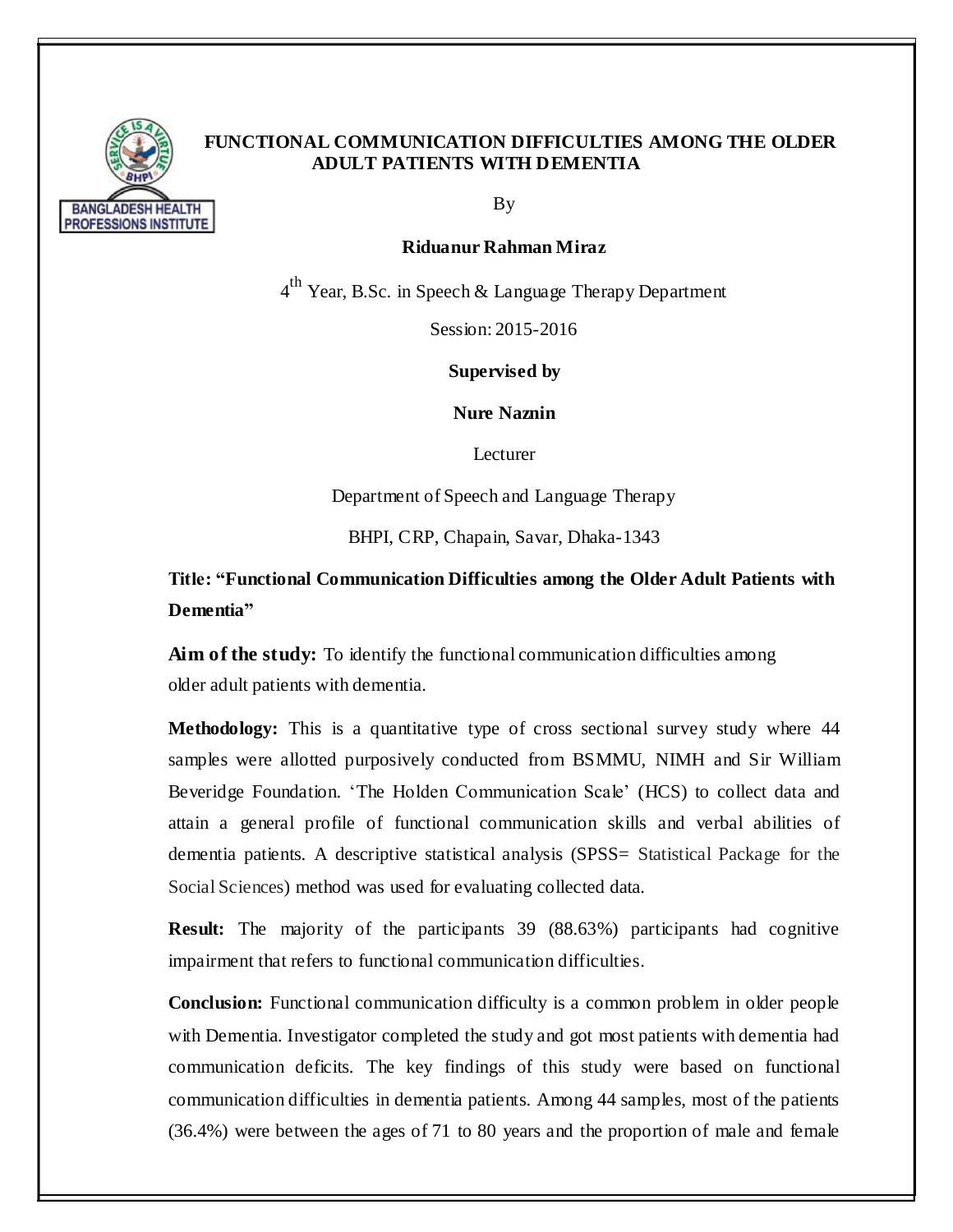# FUNCTIONAL COMMUNICATION DIFFICULTIES AMONG THE OLDER ADULT PATIENTS WITH DEMENTIA

By

**Riduanur Rahman Miraz**

4th Year, B.Sc. in Speech & Language Therapy Department

Session: 2015-2016

**Supervised by**

**Nure Naznin**

Lecturer

Department of Speech and Language Therapy

BHPI, CRP, Chapain, Savar, Dhaka-1343

**Title: "Functional Communication Difficulties among the Older Adult Patients with Dementia"**

**Aim of the study:** To identify the functional communication difficulties among older adult patients with dementia.

**Methodology:** This is a quantitative type of cross sectional survey study where 44 samples were allotted purposively conducted from BSMMU, NIMH and Sir William Beveridge Foundation. 'The Holden Communication Scale' (HCS) to collect data and attain a general profile of functional communication skills and verbal abilities of dementia patients. A descriptive statistical analysis (SPSS= Statistical Package for the Social Sciences) method was used for evaluating collected data.

**Result:** The majority of the participants 39 (88.63%) participants had cognitive impairment that refers to functional communication difficulties.

**Conclusion:** Functional communication difficulty is a common problem in older people with Dementia. Investigator completed the study and got most patients with dementia had communication deficits. The key findings of this study were based on functional communication difficulties in dementia patients. Among 44 samples, most of the patients (36.4%) were between the ages of 71 to 80 years and the proportion of male and female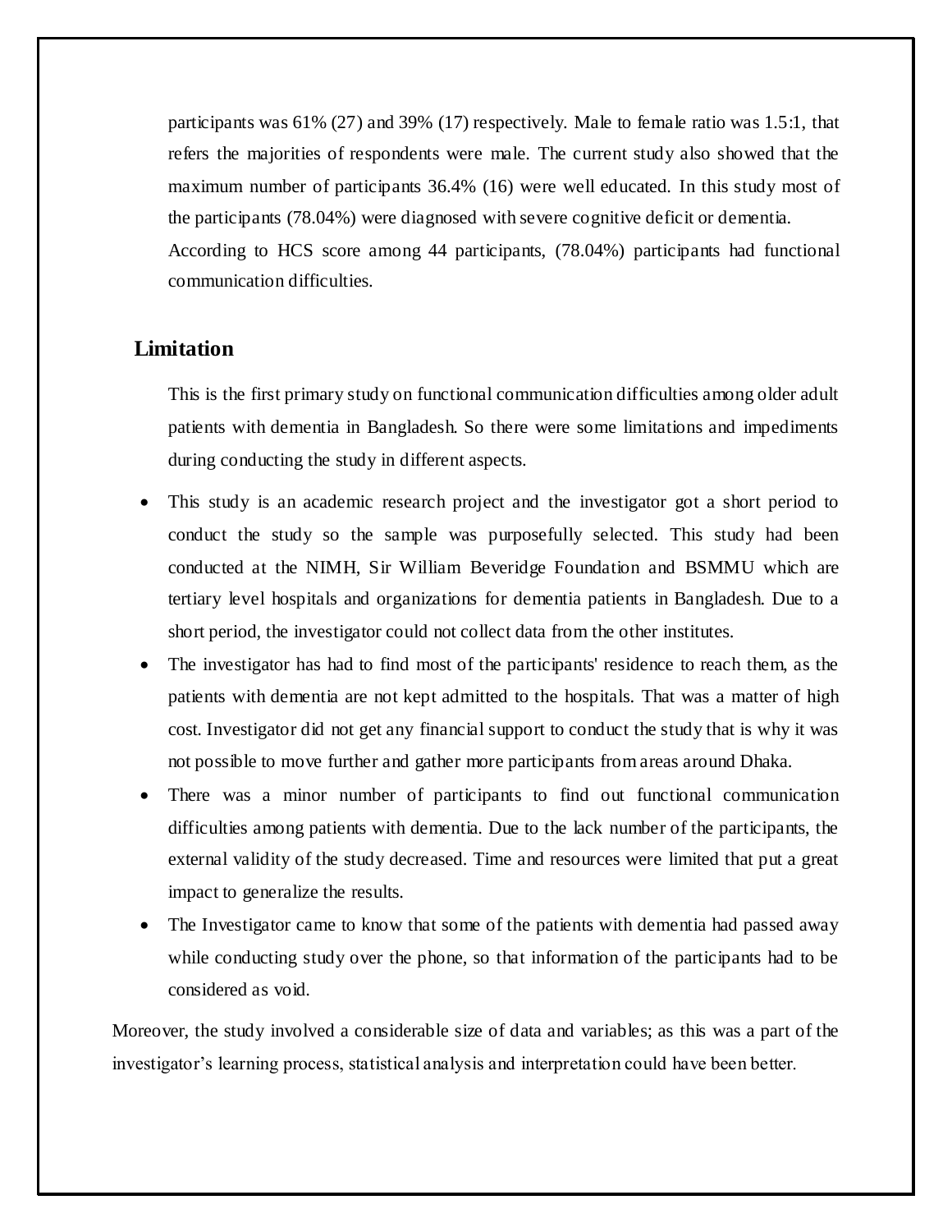participants was 61% (27) and 39% (17) respectively. Male to female ratio was 1.5:1, that refers the majorities of respondents were male. The current study also showed that the maximum number of participants 36.4% (16) were well educated. In this study most of the participants (78.04%) were diagnosed with severe cognitive deficit or dementia. According to HCS score among 44 participants, (78.04%) participants had functional communication difficulties.

## Limitation

This is the first primary study on functional communication difficulties among older adult patients with dementia in Bangladesh. So there were some limitations and impediments during conducting the study in different aspects.

- This study is an academic research project and the investigator got a short period to conduct the study so the sample was purposefully selected. This study had been conducted at the NIMH, Sir William Beveridge Foundation and BSMMU which are tertiary level hospitals and organizations for dementia patients in Bangladesh. Due to a short period, the investigator could not collect data from the other institutes.
- The investigator has had to find most of the participants' residence to reach them, as the patients with dementia are not kept admitted to the hospitals. That was a matter of high cost. Investigator did not get any financial support to conduct the study that is why it was not possible to move further and gather more participants from areas around Dhaka.
- There was a minor number of participants to find out functional communication difficulties among patients with dementia. Due to the lack number of the participants, the external validity of the study decreased. Time and resources were limited that put a great impact to generalize the results.
- The Investigator came to know that some of the patients with dementia had passed away while conducting study over the phone, so that information of the participants had to be considered as void.

Moreover, the study involved a considerable size of data and variables; as this was a part of the investigator's learning process, statistical analysis and interpretation could have been better.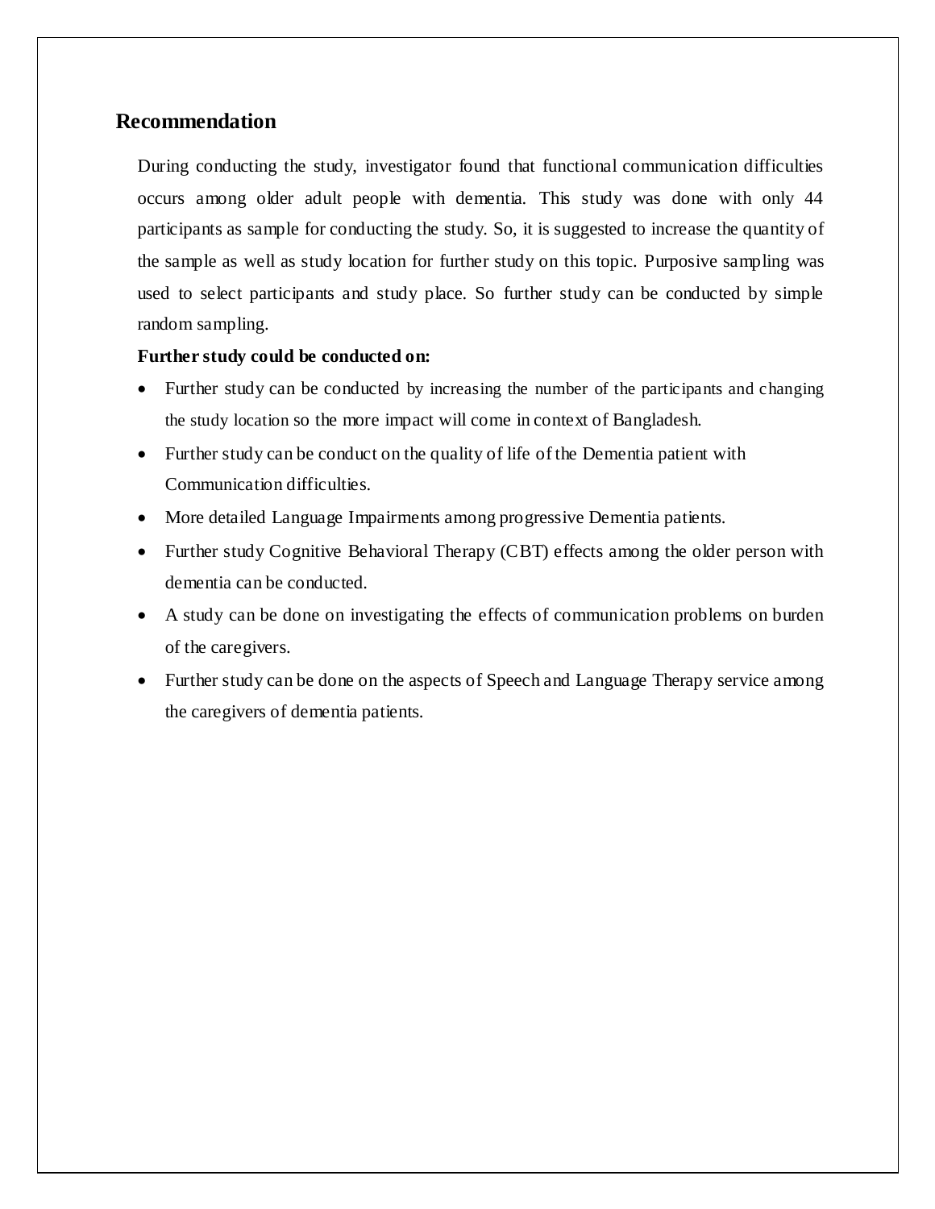## Recommendation

During conducting the study, investigator found that functional communication difficulties occurs among older adult people with dementia. This study was done with only 44 participants as sample for conducting the study. So, it is suggested to increase the quantity of the sample as well as study location for further study on this topic. Purposive sampling was used to select participants and study place. So further study can be conducted by simple random sampling.

**Further study could be conducted on:**

- Further study can be conducted by increasing the number of the participants and changing the study location so the more impact will come in context of Bangladesh.
- Further study can be conduct on the quality of life of the Dementia patient with Communication difficulties.
- More detailed Language Impairments among progressive Dementia patients.
- Further study Cognitive Behavioral Therapy (CBT) effects among the older person with dementia can be conducted.
- A study can be done on investigating the effects of communication problems on burden of the caregivers.
- Further study can be done on the aspects of Speech and Language Therapy service among the caregivers of dementia patients.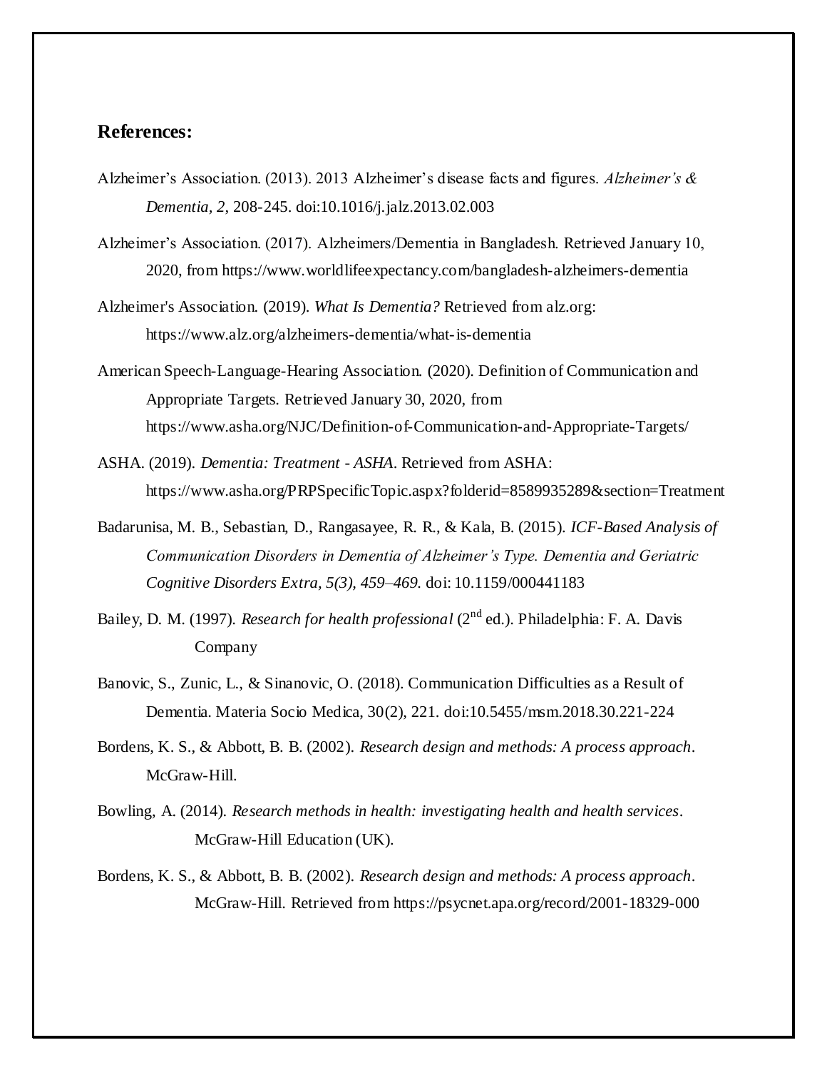## References:

Alzheimer’s Association. (2013). 2013 Alzheimer’s disease facts and figures. *Alzheimer’s & Dementia, 2*, 208-245. doi:10.1016/j.jalz.2013.02.003

Alzheimer’s Association. (2017). Alzheimers/Dementia in Bangladesh. Retrieved January 10, 2020, from https://www.worldlifeexpectancy.com/bangladesh-alzheimers-dementia

Alzheimer's Association. (2019). *What Is Dementia?* Retrieved from alz.org: https://www.alz.org/alzheimers-dementia/what-is-dementia

American Speech-Language-Hearing Association. (2020). Definition of Communication and Appropriate Targets. Retrieved January 30, 2020, from https://www.asha.org/NJC/Definition-of-Communication-and-Appropriate-Targets/

ASHA. (2019). *Dementia: Treatment - ASHA*. Retrieved from ASHA: https://www.asha.org/PRPSpecificTopic.aspx?folderid=8589935289&section=Treatment

Badarunisa, M. B., Sebastian, D., Rangasayee, R. R., & Kala, B. (2015). *ICF-Based Analysis of Communication Disorders in Dementia of Alzheimer’s Type. Dementia and Geriatric Cognitive Disorders Extra, 5(3), 459–469.* doi: 10.1159/000441183

Bailey, D. M. (1997). *Research for health professional* (2nd ed.). Philadelphia: F. A. Davis Company

Banovic, S., Zunic, L., & Sinanovic, O. (2018). Communication Difficulties as a Result of Dementia. Materia Socio Medica, 30(2), 221. doi:10.5455/msm.2018.30.221-224

Bordens, K. S., & Abbott, B. B. (2002). *Research design and methods: A process approach*. McGraw-Hill.

Bowling, A. (2014). *Research methods in health: investigating health and health services*. McGraw-Hill Education (UK).

Bordens, K. S., & Abbott, B. B. (2002). *Research design and methods: A process approach*. McGraw-Hill. Retrieved from https://psycnet.apa.org/record/2001-18329-000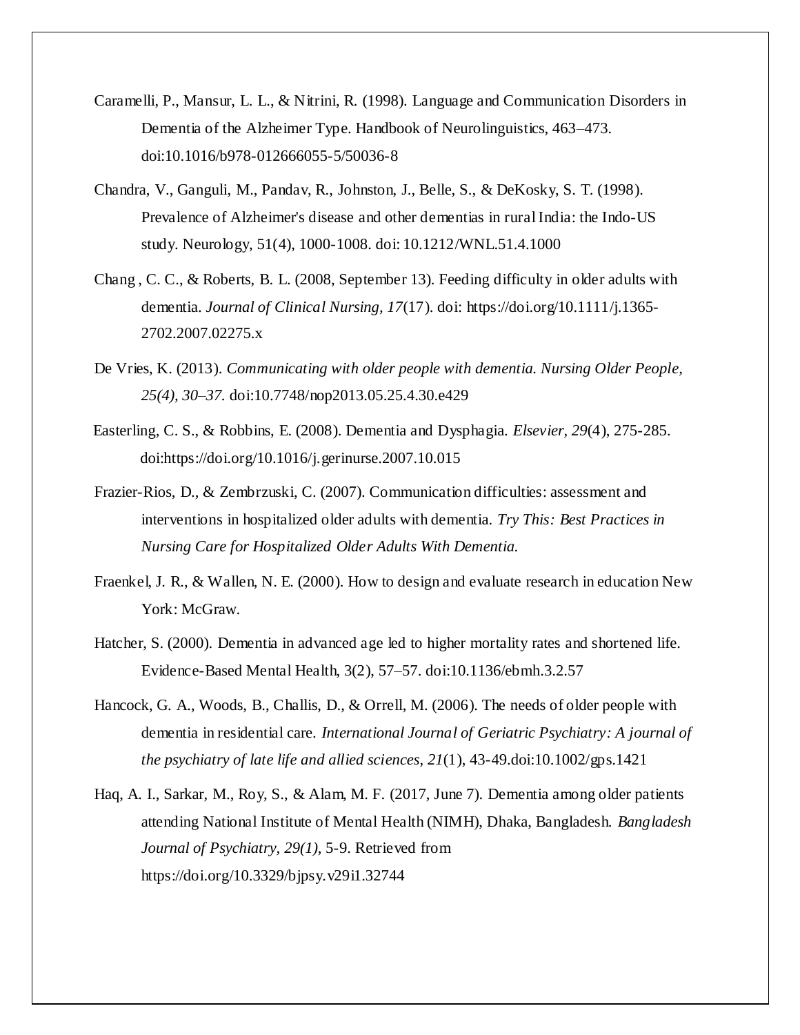Caramelli, P., Mansur, L. L., & Nitrini, R. (1998). Language and Communication Disorders in Dementia of the Alzheimer Type. Handbook of Neurolinguistics, 463–473. doi:10.1016/b978-012666055-5/50036-8

Chandra, V., Ganguli, M., Pandav, R., Johnston, J., Belle, S., & DeKosky, S. T. (1998). Prevalence of Alzheimer's disease and other dementias in rural India: the Indo-US study. Neurology, 51(4), 1000-1008. doi: 10.1212/WNL.51.4.1000

Chang , C. C., & Roberts, B. L. (2008, September 13). Feeding difficulty in older adults with dementia. *Journal of Clinical Nursing, 17*(17). doi: https://doi.org/10.1111/j.1365-2702.2007.02275.x

De Vries, K. (2013). *Communicating with older people with dementia. Nursing Older People, 25(4), 30–37.* doi:10.7748/nop2013.05.25.4.30.e429

Easterling, C. S., & Robbins, E. (2008). Dementia and Dysphagia. *Elsevier, 29*(4), 275-285. doi:https://doi.org/10.1016/j.gerinurse.2007.10.015

Frazier-Rios, D., & Zembrzuski, C. (2007). Communication difficulties: assessment and interventions in hospitalized older adults with dementia. *Try This: Best Practices in Nursing Care for Hospitalized Older Adults With Dementia.*

Fraenkel, J. R., & Wallen, N. E. (2000). How to design and evaluate research in education New York: McGraw.

Hatcher, S. (2000). Dementia in advanced age led to higher mortality rates and shortened life. Evidence-Based Mental Health, 3(2), 57–57. doi:10.1136/ebmh.3.2.57

Hancock, G. A., Woods, B., Challis, D., & Orrell, M. (2006). The needs of older people with dementia in residential care. *International Journal of Geriatric Psychiatry: A journal of the psychiatry of late life and allied sciences*, *21*(1), 43-49.doi:10.1002/gps.1421

Haq, A. I., Sarkar, M., Roy, S., & Alam, M. F. (2017, June 7). Dementia among older patients attending National Institute of Mental Health (NIMH), Dhaka, Bangladesh. *Bangladesh Journal of Psychiatry, 29(1)*, 5-9. Retrieved from https://doi.org/10.3329/bjpsy.v29i1.32744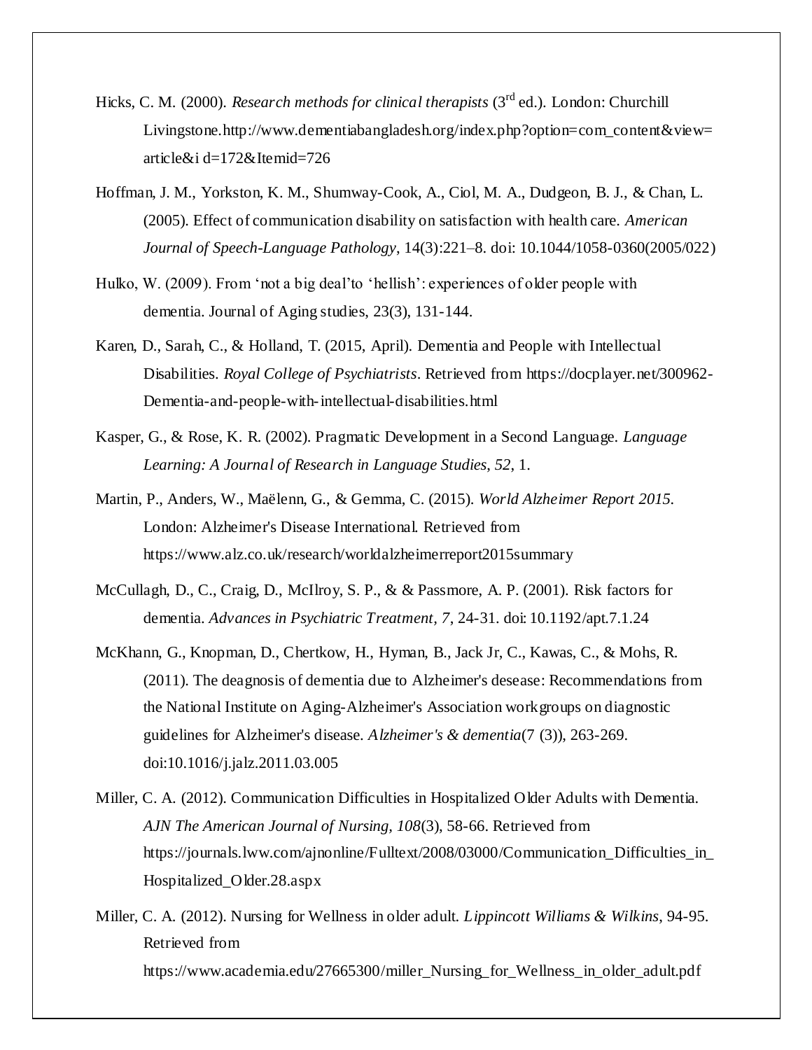Hicks, C. M. (2000). *Research methods for clinical therapists* (3rd ed.). London: Churchill Livingstone.http://www.dementiabangladesh.org/index.php?option=com_content&view=article&i d=172&Itemid=726

Hoffman, J. M., Yorkston, K. M., Shumway-Cook, A., Ciol, M. A., Dudgeon, B. J., & Chan, L. (2005). Effect of communication disability on satisfaction with health care. *American Journal of Speech-Language Pathology*, 14(3):221–8. doi: 10.1044/1058-0360(2005/022)

Hulko, W. (2009). From 'not a big deal'to 'hellish': experiences of older people with dementia. Journal of Aging studies, 23(3), 131-144.

Karen, D., Sarah, C., & Holland, T. (2015, April). Dementia and People with Intellectual Disabilities. *Royal College of Psychiatrists*. Retrieved from https://docplayer.net/300962-Dementia-and-people-with-intellectual-disabilities.html

Kasper, G., & Rose, K. R. (2002). Pragmatic Development in a Second Language. *Language Learning: A Journal of Research in Language Studies*, *52*, 1.

Martin, P., Anders, W., Maëlenn, G., & Gemma, C. (2015). *World Alzheimer Report 2015*. London: Alzheimer's Disease International. Retrieved from https://www.alz.co.uk/research/worldalzheimerreport2015summary

McCullagh, D., C., Craig, D., McIlroy, S. P., & & Passmore, A. P. (2001). Risk factors for dementia. *Advances in Psychiatric Treatment*, *7*, 24-31. doi: 10.1192/apt.7.1.24

McKhann, G., Knopman, D., Chertkow, H., Hyman, B., Jack Jr, C., Kawas, C., & Mohs, R. (2011). The deagnosis of dementia due to Alzheimer's desease: Recommendations from the National Institute on Aging-Alzheimer's Association workgroups on diagnostic guidelines for Alzheimer's disease. *Alzheimer's & dementia*(7 (3)), 263-269. doi:10.1016/j.jalz.2011.03.005

Miller, C. A. (2012). Communication Difficulties in Hospitalized Older Adults with Dementia. *AJN The American Journal of Nursing, 108*(3), 58-66. Retrieved from https://journals.lww.com/ajnonline/Fulltext/2008/03000/Communication_Difficulties_in_Hospitalized_Older.28.aspx

Miller, C. A. (2012). Nursing for Wellness in older adult. *Lippincott Williams & Wilkins*, 94-95. Retrieved from https://www.academia.edu/27665300/miller_Nursing_for_Wellness_in_older_adult.pdf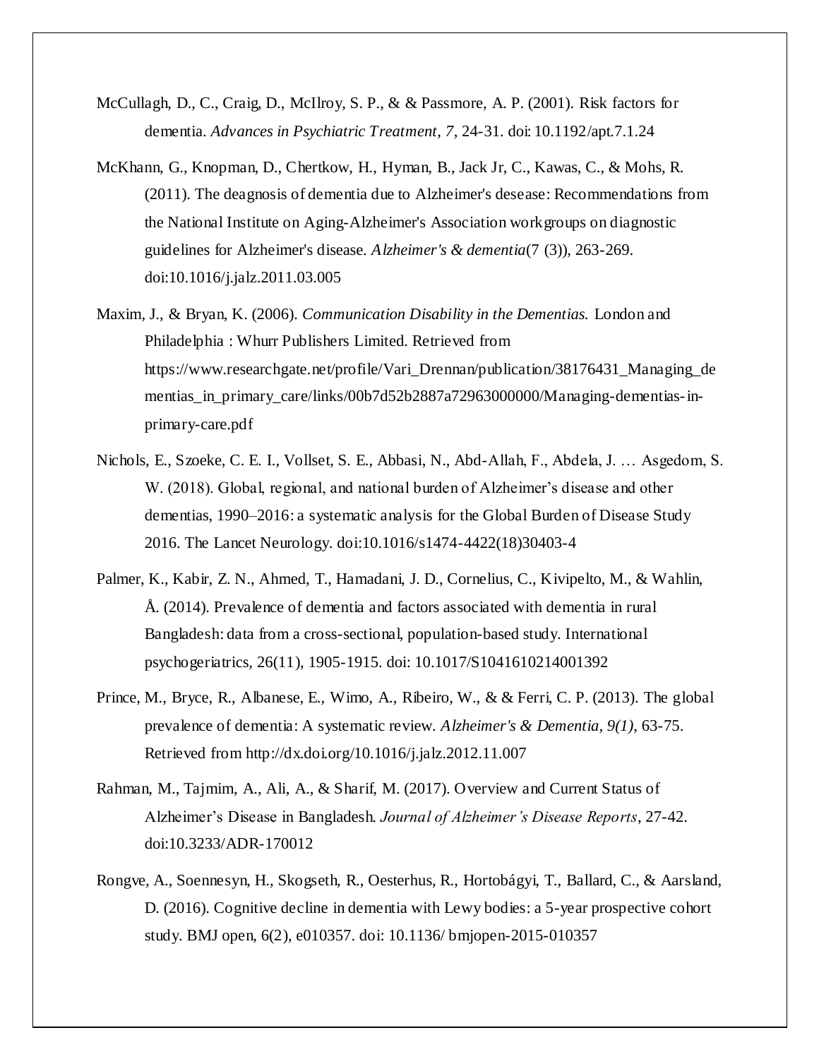McCullagh, D., C., Craig, D., McIlroy, S. P., & & Passmore, A. P. (2001). Risk factors for dementia. *Advances in Psychiatric Treatment, 7*, 24-31. doi: 10.1192/apt.7.1.24

McKhann, G., Knopman, D., Chertkow, H., Hyman, B., Jack Jr, C., Kawas, C., & Mohs, R. (2011). The deagnosis of dementia due to Alzheimer's desease: Recommendations from the National Institute on Aging-Alzheimer's Association workgroups on diagnostic guidelines for Alzheimer's disease. *Alzheimer's & dementia*(7 (3)), 263-269. doi:10.1016/j.jalz.2011.03.005

Maxim, J., & Bryan, K. (2006). *Communication Disability in the Dementias.* London and Philadelphia : Whurr Publishers Limited. Retrieved from https://www.researchgate.net/profile/Vari_Drennan/publication/38176431_Managing_dementias_in_primary_care/links/00b7d52b2887a72963000000/Managing-dementias-in-primary-care.pdf

Nichols, E., Szoeke, C. E. I., Vollset, S. E., Abbasi, N., Abd-Allah, F., Abdela, J. … Asgedom, S. W. (2018). Global, regional, and national burden of Alzheimer's disease and other dementias, 1990–2016: a systematic analysis for the Global Burden of Disease Study 2016. The Lancet Neurology. doi:10.1016/s1474-4422(18)30403-4

Palmer, K., Kabir, Z. N., Ahmed, T., Hamadani, J. D., Cornelius, C., Kivipelto, M., & Wahlin, Å. (2014). Prevalence of dementia and factors associated with dementia in rural Bangladesh: data from a cross-sectional, population-based study. International psychogeriatrics, 26(11), 1905-1915. doi: 10.1017/S1041610214001392

Prince, M., Bryce, R., Albanese, E., Wimo, A., Ribeiro, W., & & Ferri, C. P. (2013). The global prevalence of dementia: A systematic review. *Alzheimer's & Dementia, 9(1)*, 63-75. Retrieved from http://dx.doi.org/10.1016/j.jalz.2012.11.007

Rahman, M., Tajmim, A., Ali, A., & Sharif, M. (2017). Overview and Current Status of Alzheimer's Disease in Bangladesh. *Journal of Alzheimer's Disease Reports*, 27-42. doi:10.3233/ADR-170012

Rongve, A., Soennesyn, H., Skogseth, R., Oesterhus, R., Hortobágyi, T., Ballard, C., & Aarsland, D. (2016). Cognitive decline in dementia with Lewy bodies: a 5-year prospective cohort study. BMJ open, 6(2), e010357. doi: 10.1136/ bmjopen-2015-010357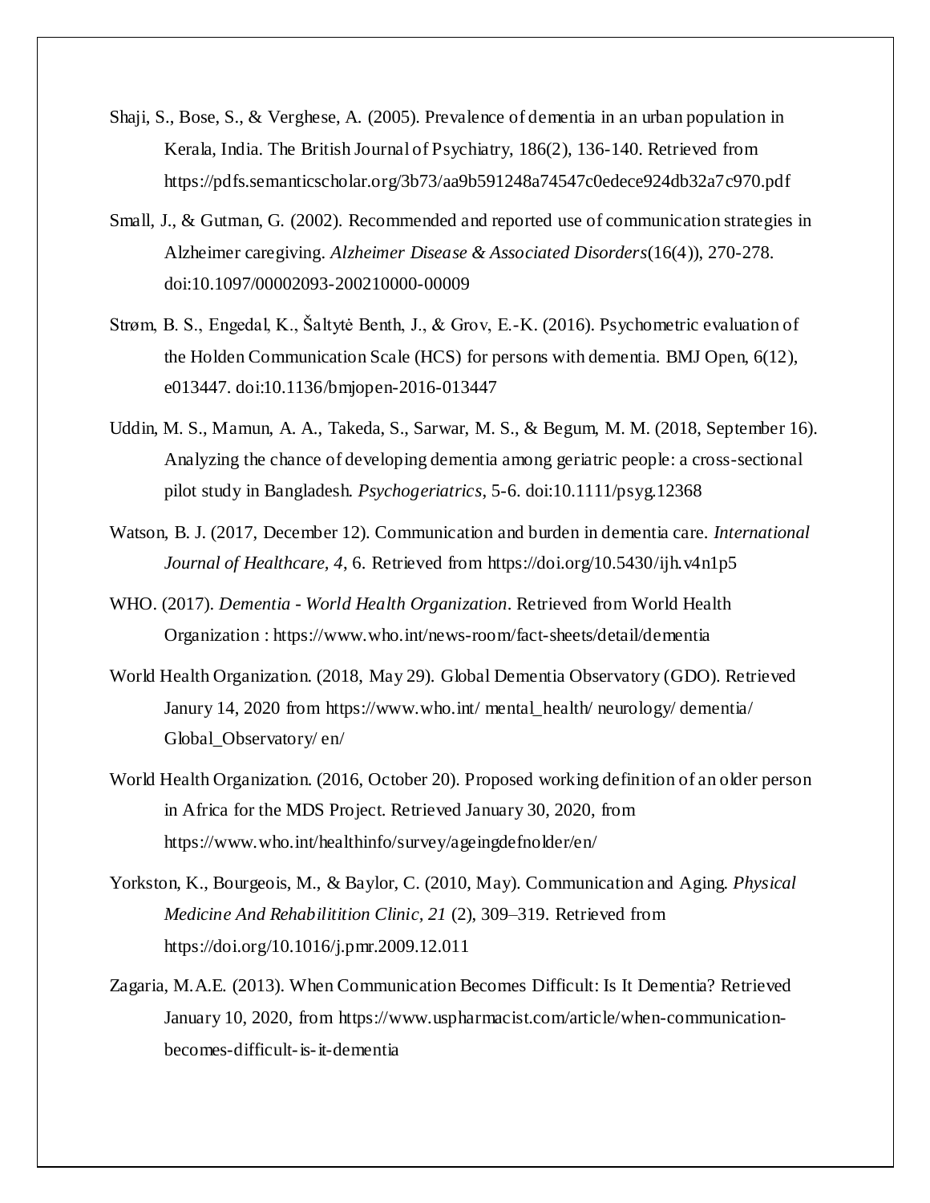Shaji, S., Bose, S., & Verghese, A. (2005). Prevalence of dementia in an urban population in Kerala, India. The British Journal of Psychiatry, 186(2), 136-140. Retrieved from https://pdfs.semanticscholar.org/3b73/aa9b591248a74547c0edece924db32a7c970.pdf

Small, J., & Gutman, G. (2002). Recommended and reported use of communication strategies in Alzheimer caregiving. *Alzheimer Disease & Associated Disorders*(16(4)), 270-278. doi:10.1097/00002093-200210000-00009

Strøm, B. S., Engedal, K., Šaltytė Benth, J., & Grov, E.-K. (2016). Psychometric evaluation of the Holden Communication Scale (HCS) for persons with dementia. BMJ Open, 6(12), e013447. doi:10.1136/bmjopen-2016-013447

Uddin, M. S., Mamun, A. A., Takeda, S., Sarwar, M. S., & Begum, M. M. (2018, September 16). Analyzing the chance of developing dementia among geriatric people: a cross-sectional pilot study in Bangladesh. *Psychogeriatrics*, 5-6. doi:10.1111/psyg.12368

Watson, B. J. (2017, December 12). Communication and burden in dementia care. *International Journal of Healthcare, 4*, 6. Retrieved from https://doi.org/10.5430/ijh.v4n1p5

WHO. (2017). *Dementia - World Health Organization*. Retrieved from World Health Organization : https://www.who.int/news-room/fact-sheets/detail/dementia

World Health Organization. (2018, May 29). Global Dementia Observatory (GDO). Retrieved Janury 14, 2020 from https://www.who.int/ mental_health/ neurology/ dementia/ Global_Observatory/ en/

World Health Organization. (2016, October 20). Proposed working definition of an older person in Africa for the MDS Project. Retrieved January 30, 2020, from https://www.who.int/healthinfo/survey/ageingdefnolder/en/

Yorkston, K., Bourgeois, M., & Baylor, C. (2010, May). Communication and Aging. *Physical Medicine And Rehabilitition Clinic, 21* (2), 309–319. Retrieved from https://doi.org/10.1016/j.pmr.2009.12.011

Zagaria, M.A.E. (2013). When Communication Becomes Difficult: Is It Dementia? Retrieved January 10, 2020, from https://www.uspharmacist.com/article/when-communication-becomes-difficult-is-it-dementia